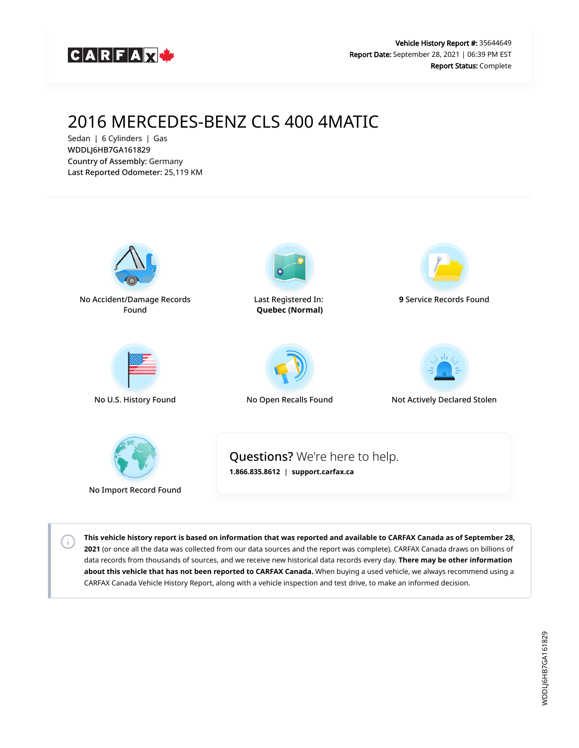CARFAX

**Vehicle History Report #:** 35644649
**Report Date:** September 28, 2021 | 06:39 PM EST
**Report Status:** Complete

# 2016 MERCEDES-BENZ CLS 400 4MATIC

Sedan | 6 Cylinders | Gas
WDDLJ6HB7GA161829
**Country of Assembly:** Germany
**Last Reported Odometer:** 25,119 KM

No Accident/Damage Records Found

Last Registered In: **Quebec (Normal)**

**9** Service Records Found

No U.S. History Found

No Open Recalls Found

Not Actively Declared Stolen

No Import Record Found

**Questions?** We're here to help.
**1.866.835.8612** | **support.carfax.ca**

**This vehicle history report is based on information that was reported and available to CARFAX Canada as of September 28, 2021** (or once all the data was collected from our data sources and the report was complete). CARFAX Canada draws on billions of data records from thousands of sources, and we receive new historical data records every day. **There may be other information about this vehicle that has not been reported to CARFAX Canada.** When buying a used vehicle, we always recommend using a CARFAX Canada Vehicle History Report, along with a vehicle inspection and test drive, to make an informed decision.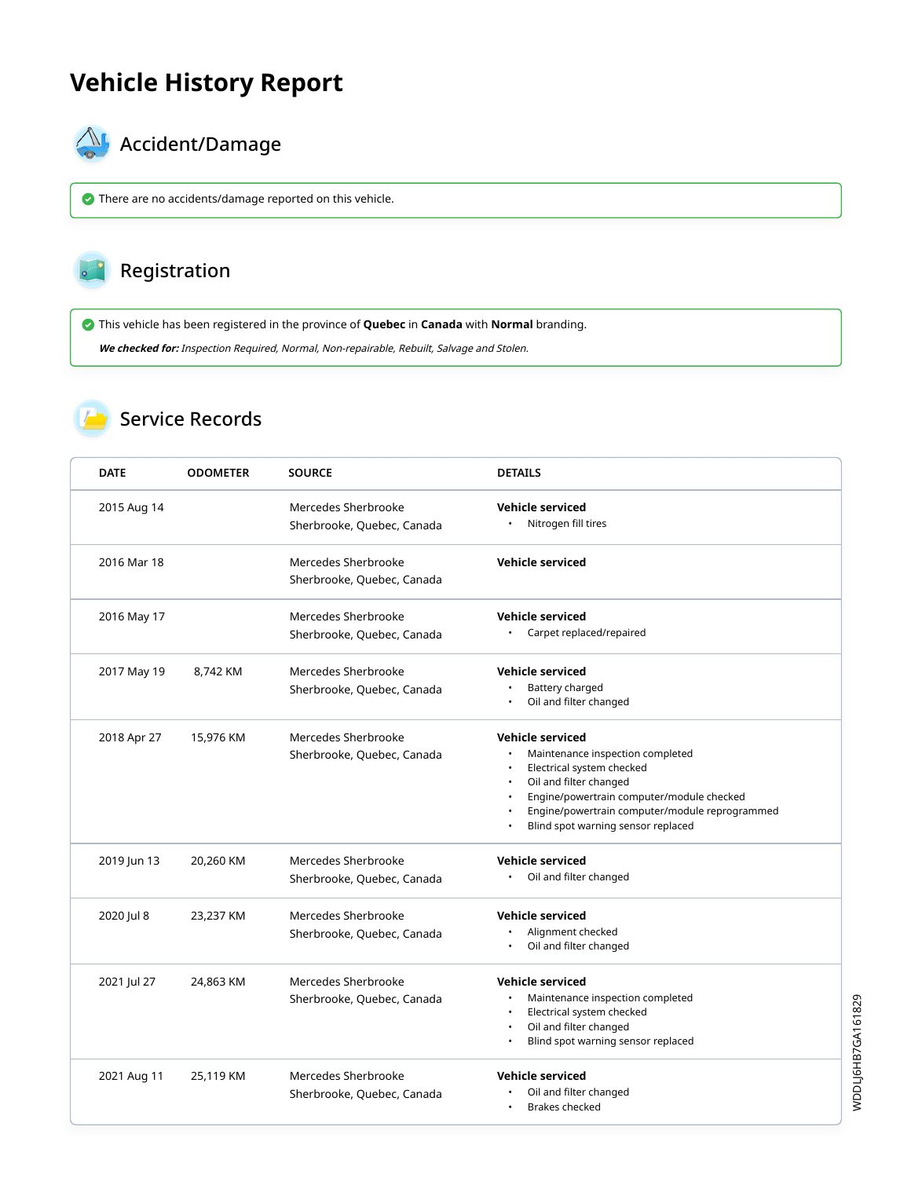# Vehicle History Report

## Accident/Damage

There are no accidents/damage reported on this vehicle.

## Registration

This vehicle has been registered in the province of **Quebec** in **Canada** with **Normal** branding.

***We checked for:*** *Inspection Required, Normal, Non-repairable, Rebuilt, Salvage and Stolen.*

## Service Records

| DATE | ODOMETER | SOURCE | DETAILS |
|---|---|---|---|
| 2015 Aug 14 | | Mercedes Sherbrooke<br>Sherbrooke, Quebec, Canada | **Vehicle serviced**<br>• Nitrogen fill tires |
| 2016 Mar 18 | | Mercedes Sherbrooke<br>Sherbrooke, Quebec, Canada | **Vehicle serviced** |
| 2016 May 17 | | Mercedes Sherbrooke<br>Sherbrooke, Quebec, Canada | **Vehicle serviced**<br>• Carpet replaced/repaired |
| 2017 May 19 | 8,742 KM | Mercedes Sherbrooke<br>Sherbrooke, Quebec, Canada | **Vehicle serviced**<br>• Battery charged<br>• Oil and filter changed |
| 2018 Apr 27 | 15,976 KM | Mercedes Sherbrooke<br>Sherbrooke, Quebec, Canada | **Vehicle serviced**<br>• Maintenance inspection completed<br>• Electrical system checked<br>• Oil and filter changed<br>• Engine/powertrain computer/module checked<br>• Engine/powertrain computer/module reprogrammed<br>• Blind spot warning sensor replaced |
| 2019 Jun 13 | 20,260 KM | Mercedes Sherbrooke<br>Sherbrooke, Quebec, Canada | **Vehicle serviced**<br>• Oil and filter changed |
| 2020 Jul 8 | 23,237 KM | Mercedes Sherbrooke<br>Sherbrooke, Quebec, Canada | **Vehicle serviced**<br>• Alignment checked<br>• Oil and filter changed |
| 2021 Jul 27 | 24,863 KM | Mercedes Sherbrooke<br>Sherbrooke, Quebec, Canada | **Vehicle serviced**<br>• Maintenance inspection completed<br>• Electrical system checked<br>• Oil and filter changed<br>• Blind spot warning sensor replaced |
| 2021 Aug 11 | 25,119 KM | Mercedes Sherbrooke<br>Sherbrooke, Quebec, Canada | **Vehicle serviced**<br>• Oil and filter changed<br>• Brakes checked |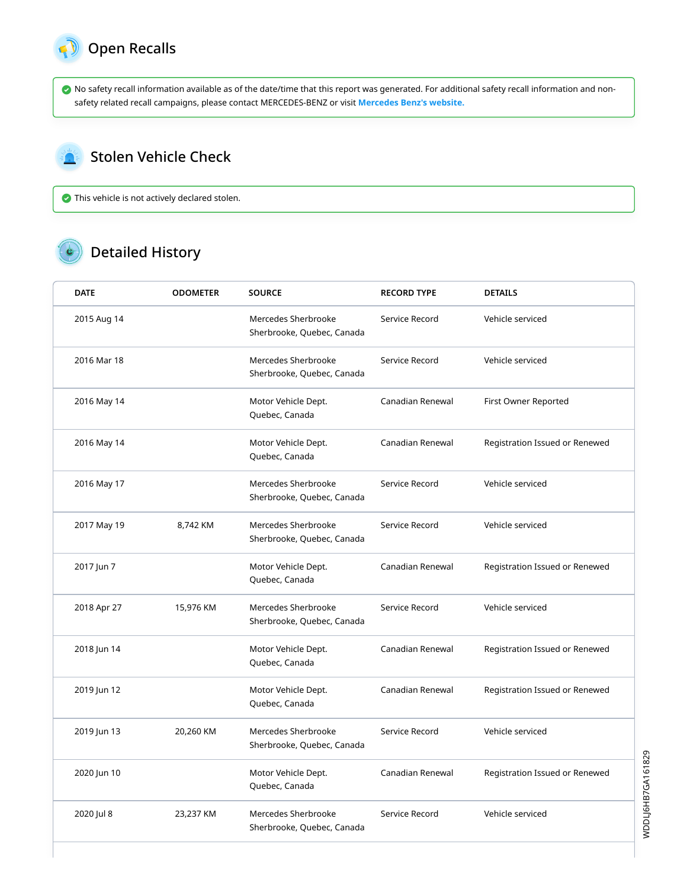## Open Recalls

No safety recall information available as of the date/time that this report was generated. For additional safety recall information and non-safety related recall campaigns, please contact MERCEDES-BENZ or visit Mercedes Benz's website.

## Stolen Vehicle Check

This vehicle is not actively declared stolen.

## Detailed History

| DATE | ODOMETER | SOURCE | RECORD TYPE | DETAILS |
|---|---|---|---|---|
| 2015 Aug 14 | | Mercedes Sherbrooke Sherbrooke, Quebec, Canada | Service Record | Vehicle serviced |
| 2016 Mar 18 | | Mercedes Sherbrooke Sherbrooke, Quebec, Canada | Service Record | Vehicle serviced |
| 2016 May 14 | | Motor Vehicle Dept. Quebec, Canada | Canadian Renewal | First Owner Reported |
| 2016 May 14 | | Motor Vehicle Dept. Quebec, Canada | Canadian Renewal | Registration Issued or Renewed |
| 2016 May 17 | | Mercedes Sherbrooke Sherbrooke, Quebec, Canada | Service Record | Vehicle serviced |
| 2017 May 19 | 8,742 KM | Mercedes Sherbrooke Sherbrooke, Quebec, Canada | Service Record | Vehicle serviced |
| 2017 Jun 7 | | Motor Vehicle Dept. Quebec, Canada | Canadian Renewal | Registration Issued or Renewed |
| 2018 Apr 27 | 15,976 KM | Mercedes Sherbrooke Sherbrooke, Quebec, Canada | Service Record | Vehicle serviced |
| 2018 Jun 14 | | Motor Vehicle Dept. Quebec, Canada | Canadian Renewal | Registration Issued or Renewed |
| 2019 Jun 12 | | Motor Vehicle Dept. Quebec, Canada | Canadian Renewal | Registration Issued or Renewed |
| 2019 Jun 13 | 20,260 KM | Mercedes Sherbrooke Sherbrooke, Quebec, Canada | Service Record | Vehicle serviced |
| 2020 Jun 10 | | Motor Vehicle Dept. Quebec, Canada | Canadian Renewal | Registration Issued or Renewed |
| 2020 Jul 8 | 23,237 KM | Mercedes Sherbrooke Sherbrooke, Quebec, Canada | Service Record | Vehicle serviced |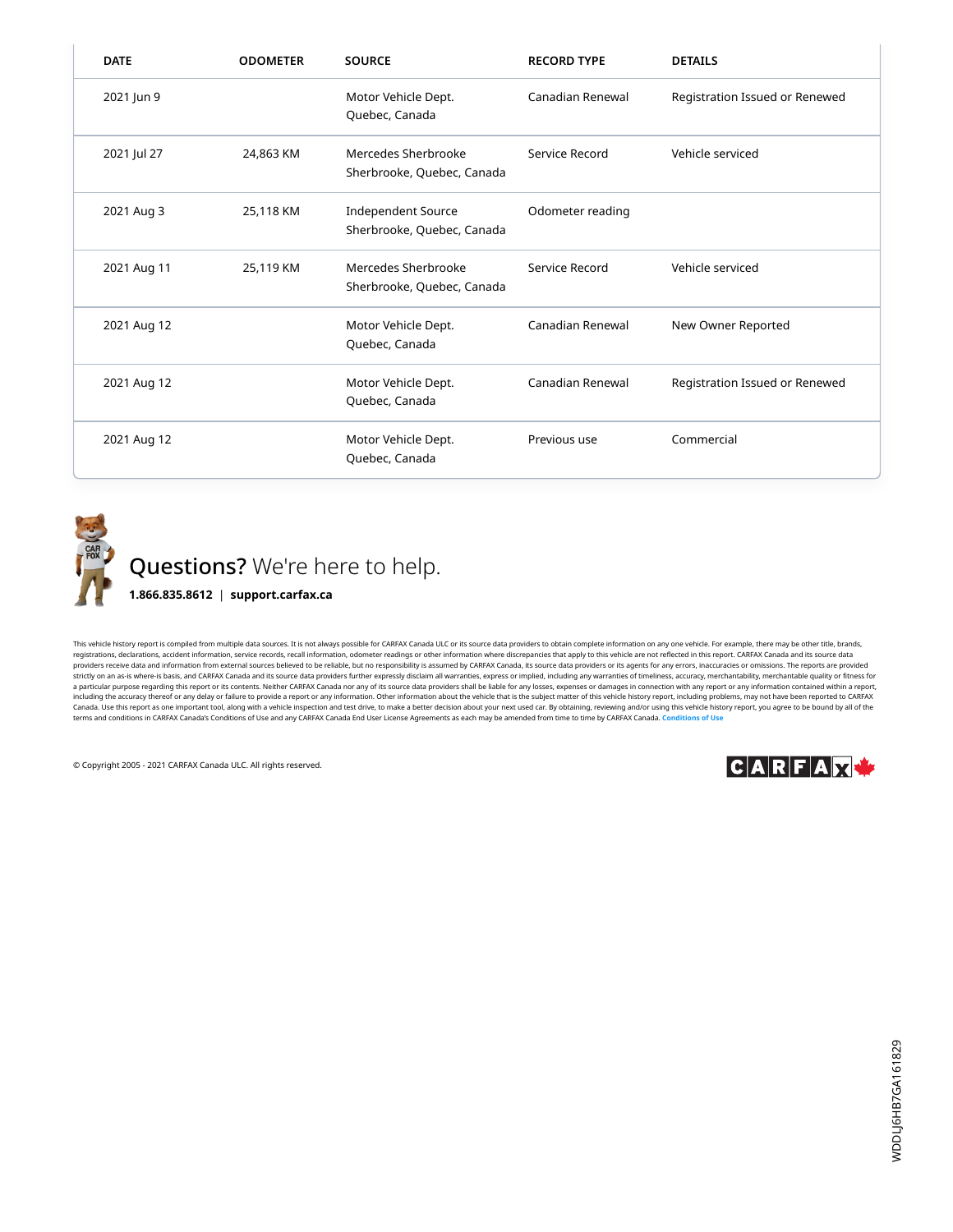| DATE | ODOMETER | SOURCE | RECORD TYPE | DETAILS |
|---|---|---|---|---|
| 2021 Jun 9 | | Motor Vehicle Dept. Quebec, Canada | Canadian Renewal | Registration Issued or Renewed |
| 2021 Jul 27 | 24,863 KM | Mercedes Sherbrooke Sherbrooke, Quebec, Canada | Service Record | Vehicle serviced |
| 2021 Aug 3 | 25,118 KM | Independent Source Sherbrooke, Quebec, Canada | Odometer reading | |
| 2021 Aug 11 | 25,119 KM | Mercedes Sherbrooke Sherbrooke, Quebec, Canada | Service Record | Vehicle serviced |
| 2021 Aug 12 | | Motor Vehicle Dept. Quebec, Canada | Canadian Renewal | New Owner Reported |
| 2021 Aug 12 | | Motor Vehicle Dept. Quebec, Canada | Canadian Renewal | Registration Issued or Renewed |
| 2021 Aug 12 | | Motor Vehicle Dept. Quebec, Canada | Previous use | Commercial |

## **Questions?** We're here to help.

**1.866.835.8612** | **support.carfax.ca**

This vehicle history report is compiled from multiple data sources. It is not always possible for CARFAX Canada ULC or its source data providers to obtain complete information on any one vehicle. For example, there may be other title, brands, registrations, declarations, accident information, service records, recall information, odometer readings or other information where discrepancies that apply to this vehicle are not reflected in this report. CARFAX Canada and its source data providers receive data and information from external sources believed to be reliable, but no responsibility is assumed by CARFAX Canada, its source data providers or its agents for any errors, inaccuracies or omissions. The reports are provided strictly on an as-is where-is basis, and CARFAX Canada and its source data providers further expressly disclaim all warranties, express or implied, including any warranties of timeliness, accuracy, merchantability, merchantable quality or fitness for a particular purpose regarding this report or its contents. Neither CARFAX Canada nor any of its source data providers shall be liable for any losses, expenses or damages in connection with any report or any information contained within a report, including the accuracy thereof or any delay or failure to provide a report or any information. Other information about the vehicle that is the subject matter of this vehicle history report, including problems, may not have been reported to CARFAX Canada. Use this report as one important tool, along with a vehicle inspection and test drive, to make a better decision about your next used car. By obtaining, reviewing and/or using this vehicle history report, you agree to be bound by all of the terms and conditions in CARFAX Canada's Conditions of Use and any CARFAX Canada End User License Agreements as each may be amended from time to time by CARFAX Canada. Conditions of Use

© Copyright 2005 - 2021 CARFAX Canada ULC. All rights reserved.

CARFAX

WDDLJ6HB7GA161829